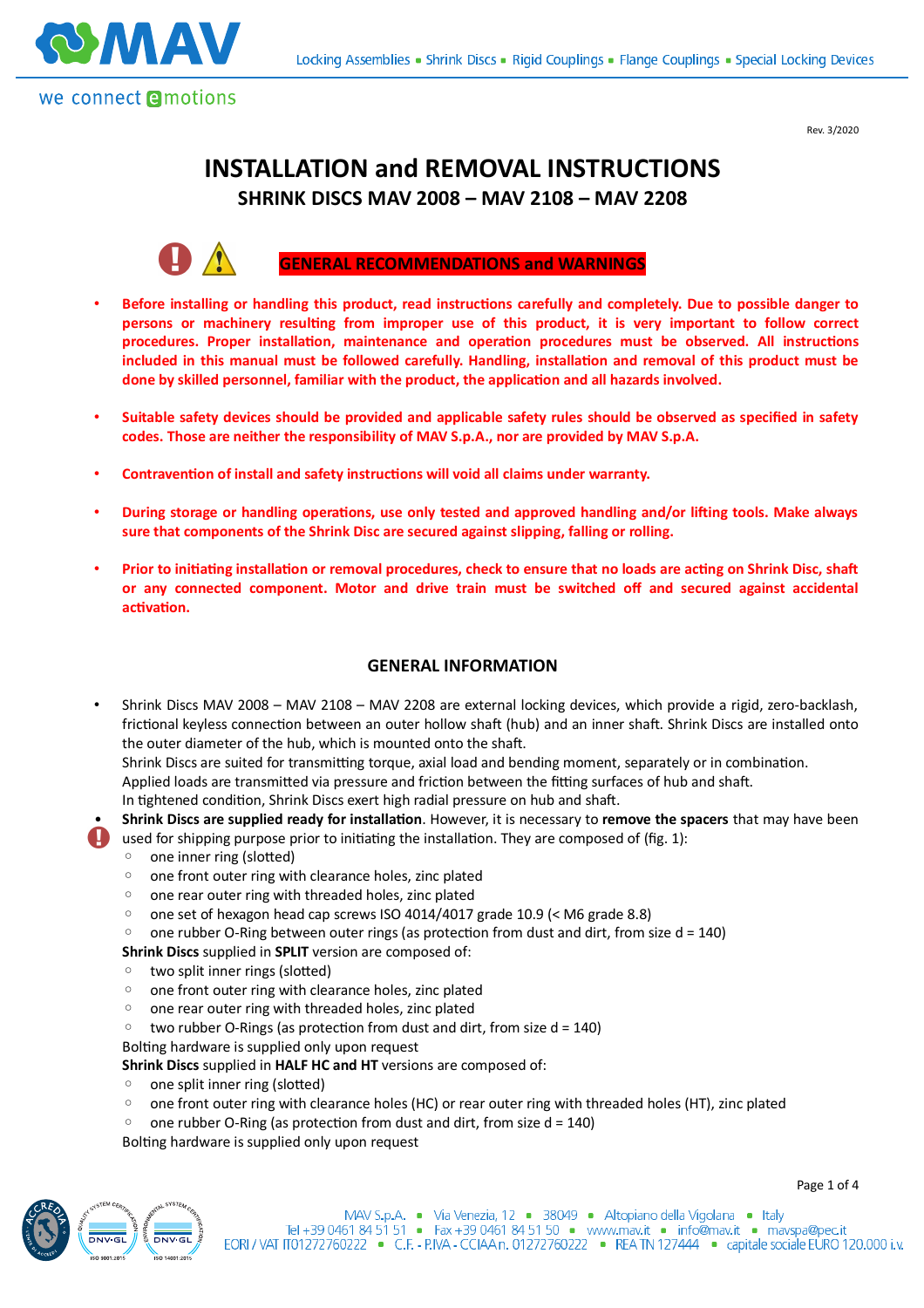Rev. 3/2020

# INSTALLATION and REMOVAL INSTRUCTIONS

## SHRINK DISCS MAV 2008 – MAV 2108 – MAV 2208

### GENERAL RECOMMENDATIONS and WARNINGS

- **Before installing or handling this product, read instructions carefully and completely. Due to possible danger to persons or machinery resulting from improper use of this product, it is very important to follow correct procedures. Proper installation, maintenance and operation procedures must be observed. All instructions included in this manual must be followed carefully. Handling, installation and removal of this product must be done by skilled personnel, familiar with the product, the application and all hazards involved.**

- **Suitable safety devices should be provided and applicable safety rules should be observed as specified in safety codes. Those are neither the responsibility of MAV S.p.A., nor are provided by MAV S.p.A.**

- **Contravention of install and safety instructions will void all claims under warranty.**

- **During storage or handling operations, use only tested and approved handling and/or lifting tools. Make always sure that components of the Shrink Disc are secured against slipping, falling or rolling.**

- **Prior to initiating installation or removal procedures, check to ensure that no loads are acting on Shrink Disc, shaft or any connected component. Motor and drive train must be switched off and secured against accidental activation.**

### GENERAL INFORMATION

- Shrink Discs MAV 2008 – MAV 2108 – MAV 2208 are external locking devices, which provide a rigid, zero-backlash, frictional keyless connection between an outer hollow shaft (hub) and an inner shaft. Shrink Discs are installed onto the outer diameter of the hub, which is mounted onto the shaft.
  Shrink Discs are suited for transmitting torque, axial load and bending moment, separately or in combination.
  Applied loads are transmitted via pressure and friction between the fitting surfaces of hub and shaft.
  In tightened condition, Shrink Discs exert high radial pressure on hub and shaft.
- **Shrink Discs are supplied ready for installation**. However, it is necessary to **remove the spacers** that may have been used for shipping purpose prior to initiating the installation. They are composed of (fig. 1):
  - one inner ring (slotted)
  - one front outer ring with clearance holes, zinc plated
  - one rear outer ring with threaded holes, zinc plated
  - one set of hexagon head cap screws ISO 4014/4017 grade 10.9 (< M6 grade 8.8)
  - one rubber O-Ring between outer rings (as protection from dust and dirt, from size d = 140)

  **Shrink Discs** supplied in **SPLIT** version are composed of:
  - two split inner rings (slotted)
  - one front outer ring with clearance holes, zinc plated
  - one rear outer ring with threaded holes, zinc plated
  - two rubber O-Rings (as protection from dust and dirt, from size d = 140)

  Bolting hardware is supplied only upon request

  **Shrink Discs** supplied in **HALF HC and HT** versions are composed of:
  - one split inner ring (slotted)
  - one front outer ring with clearance holes (HC) or rear outer ring with threaded holes (HT), zinc plated
  - one rubber O-Ring (as protection from dust and dirt, from size d = 140)

  Bolting hardware is supplied only upon request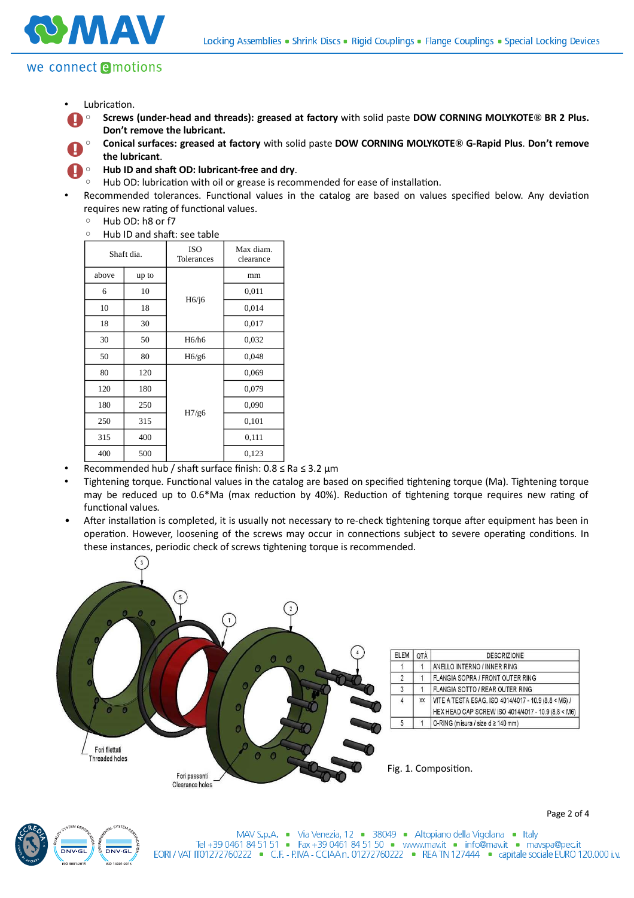- Lubrication.
  - **Screws (under-head and threads): greased at factory** with solid paste **DOW CORNING MOLYKOTE® BR 2 Plus. Don't remove the lubricant.**
  - **Conical surfaces: greased at factory** with solid paste **DOW CORNING MOLYKOTE® G-Rapid Plus**. **Don't remove the lubricant**.
  - **Hub ID and shaft OD: lubricant-free and dry**.
  - Hub OD: lubrication with oil or grease is recommended for ease of installation.
- Recommended tolerances. Functional values in the catalog are based on values specified below. Any deviation requires new rating of functional values.
  - Hub OD: h8 or f7
  - Hub ID and shaft: see table

| Shaft dia. | | ISO Tolerances | Max diam. clearance |
|---|---|---|---|
| above | up to | | mm |
| 6 | 10 | H6/j6 | 0,011 |
| 10 | 18 | | 0,014 |
| 18 | 30 | | 0,017 |
| 30 | 50 | H6/h6 | 0,032 |
| 50 | 80 | H6/g6 | 0,048 |
| 80 | 120 | H7/g6 | 0,069 |
| 120 | 180 | | 0,079 |
| 180 | 250 | | 0,090 |
| 250 | 315 | | 0,101 |
| 315 | 400 | | 0,111 |
| 400 | 500 | | 0,123 |

- Recommended hub / shaft surface finish: 0.8 ≤ Ra ≤ 3.2 µm
- Tightening torque. Functional values in the catalog are based on specified tightening torque (Ma). Tightening torque may be reduced up to 0.6*Ma (max reduction by 40%). Reduction of tightening torque requires new rating of functional values.
- After installation is completed, it is usually not necessary to re-check tightening torque after equipment has been in operation. However, loosening of the screws may occur in connections subject to severe operating conditions. In these instances, periodic check of screws tightening torque is recommended.

| ELEM | QTÀ | DESCRIZIONE |
|---|---|---|
| 1 | 1 | ANELLO INTERNO / INNER RING |
| 2 | 1 | FLANGIA SOPRA / FRONT OUTER RING |
| 3 | 1 | FLANGIA SOTTO / REAR OUTER RING |
| 4 | xx | VITE A TESTA ESAG. ISO 4014/4017 - 10.9 (8.8 < M6) / HEX HEAD CAP SCREW ISO 4014/4017 - 10.9 (8.8 < M6) |
| 5 | 1 | O-RING (misura / size d ≥ 140 mm) |

Fori filettati
Threaded holes

Fori passanti
Clearance holes

Fig. 1. Composition.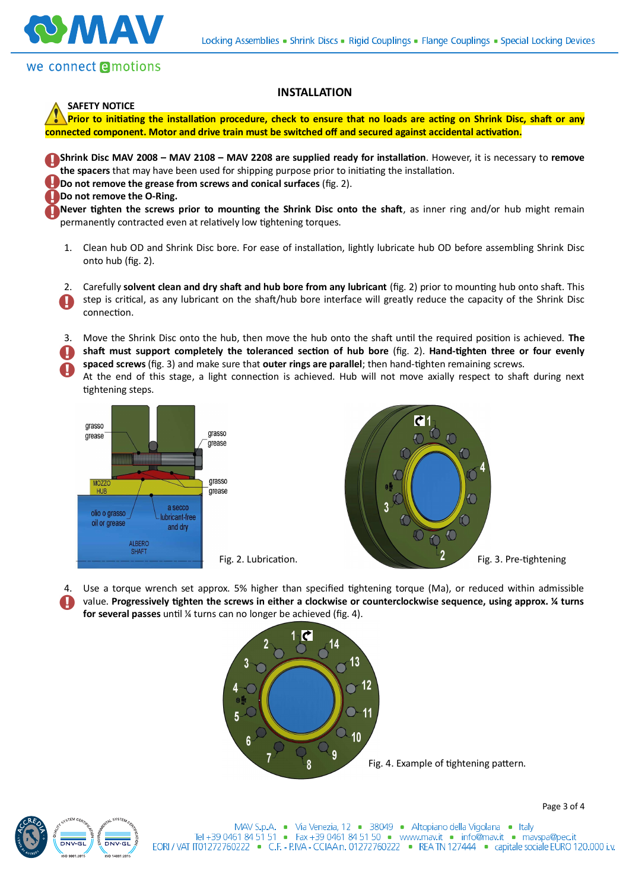## INSTALLATION

**SAFETY NOTICE**

**Prior to initiating the installation procedure, check to ensure that no loads are acting on Shrink Disc, shaft or any connected component. Motor and drive train must be switched off and secured against accidental activation.**

**Shrink Disc MAV 2008 – MAV 2108 – MAV 2208 are supplied ready for installation**. However, it is necessary to **remove the spacers** that may have been used for shipping purpose prior to initiating the installation.

**Do not remove the grease from screws and conical surfaces** (fig. 2).

**Do not remove the O-Ring.**

**Never tighten the screws prior to mounting the Shrink Disc onto the shaft**, as inner ring and/or hub might remain permanently contracted even at relatively low tightening torques.

1. Clean hub OD and Shrink Disc bore. For ease of installation, lightly lubricate hub OD before assembling Shrink Disc onto hub (fig. 2).

2. Carefully **solvent clean and dry shaft and hub bore from any lubricant** (fig. 2) prior to mounting hub onto shaft. This step is critical, as any lubricant on the shaft/hub bore interface will greatly reduce the capacity of the Shrink Disc connection.

3. Move the Shrink Disc onto the hub, then move the hub onto the shaft until the required position is achieved. **The shaft must support completely the toleranced section of hub bore** (fig. 2). **Hand-tighten three or four evenly spaced screws** (fig. 3) and make sure that **outer rings are parallel**; then hand-tighten remaining screws.
   At the end of this stage, a light connection is achieved. Hub will not move axially respect to shaft during next tightening steps.

Fig. 2. Lubrication.

Fig. 3. Pre-tightening

4. Use a torque wrench set approx. 5% higher than specified tightening torque (Ma), or reduced within admissible value. **Progressively tighten the screws in either a clockwise or counterclockwise sequence, using approx. ¼ turns for several passes** until ¼ turns can no longer be achieved (fig. 4).

Fig. 4. Example of tightening pattern.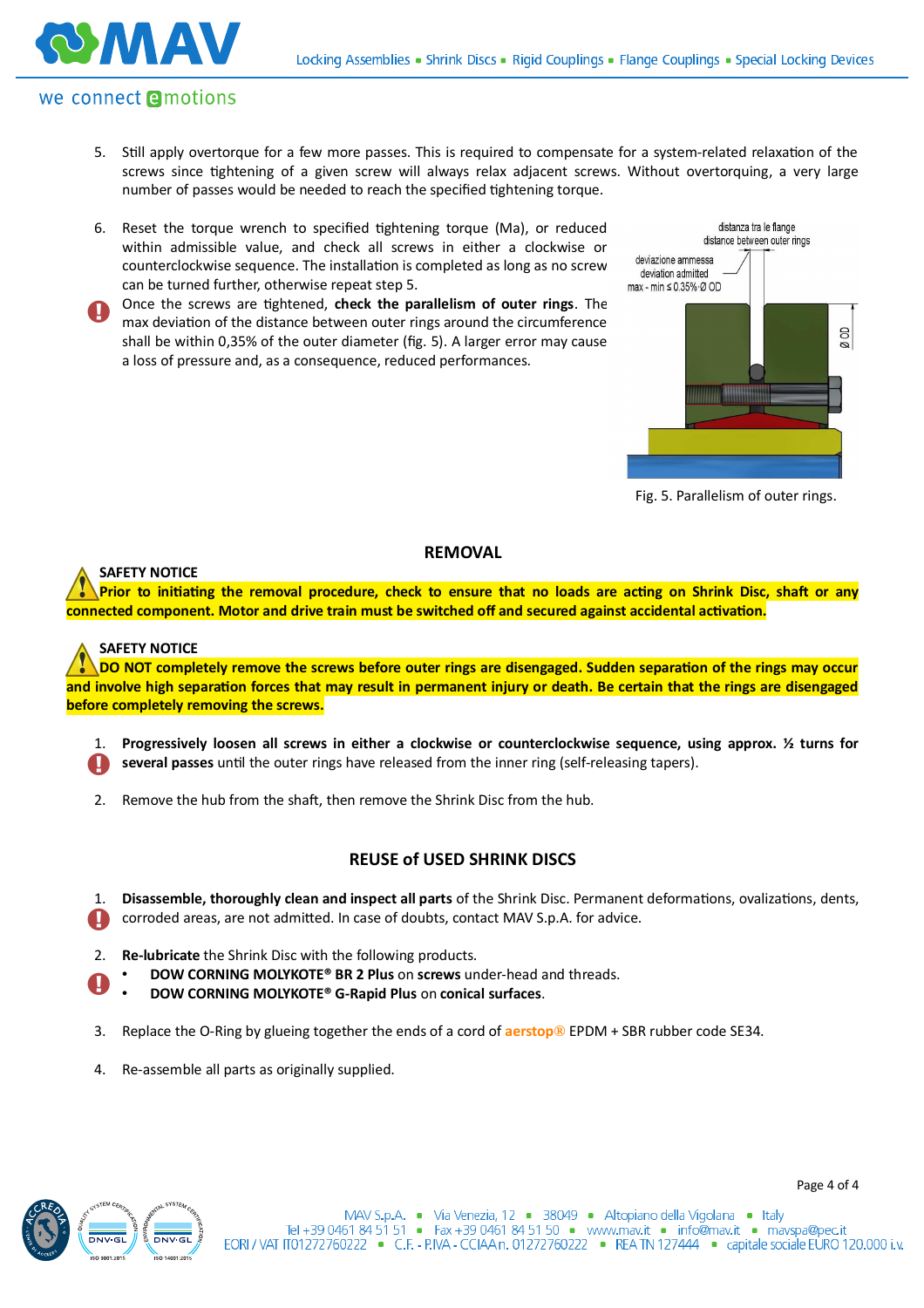5. Still apply overtorque for a few more passes. This is required to compensate for a system-related relaxation of the screws since tightening of a given screw will always relax adjacent screws. Without overtorquing, a very large number of passes would be needed to reach the specified tightening torque.

6. Reset the torque wrench to specified tightening torque (Ma), or reduced within admissible value, and check all screws in either a clockwise or counterclockwise sequence. The installation is completed as long as no screw can be turned further, otherwise repeat step 5.
   Once the screws are tightened, **check the parallelism of outer rings**. The max deviation of the distance between outer rings around the circumference shall be within 0,35% of the outer diameter (fig. 5). A larger error may cause a loss of pressure and, as a consequence, reduced performances.

distanza tra le flange
distance between outer rings
deviazione ammessa
deviation admitted
max - min ≤ 0.35% Ø OD
Ø OD

Fig. 5. Parallelism of outer rings.

## REMOVAL

**SAFETY NOTICE**
**Prior to initiating the removal procedure, check to ensure that no loads are acting on Shrink Disc, shaft or any connected component. Motor and drive train must be switched off and secured against accidental activation.**

**SAFETY NOTICE**
**DO NOT completely remove the screws before outer rings are disengaged. Sudden separation of the rings may occur and involve high separation forces that may result in permanent injury or death. Be certain that the rings are disengaged before completely removing the screws.**

1. **Progressively loosen all screws in either a clockwise or counterclockwise sequence, using approx. ½ turns for several passes** until the outer rings have released from the inner ring (self-releasing tapers).

2. Remove the hub from the shaft, then remove the Shrink Disc from the hub.

## REUSE of USED SHRINK DISCS

1. **Disassemble, thoroughly clean and inspect all parts** of the Shrink Disc. Permanent deformations, ovalizations, dents, corroded areas, are not admitted. In case of doubts, contact MAV S.p.A. for advice.

2. **Re-lubricate** the Shrink Disc with the following products.
   - **DOW CORNING MOLYKOTE® BR 2 Plus** on **screws** under-head and threads.
   - **DOW CORNING MOLYKOTE® G-Rapid Plus** on **conical surfaces**.

3. Replace the O-Ring by glueing together the ends of a cord of aerstop® EPDM + SBR rubber code SE34.

4. Re-assemble all parts as originally supplied.